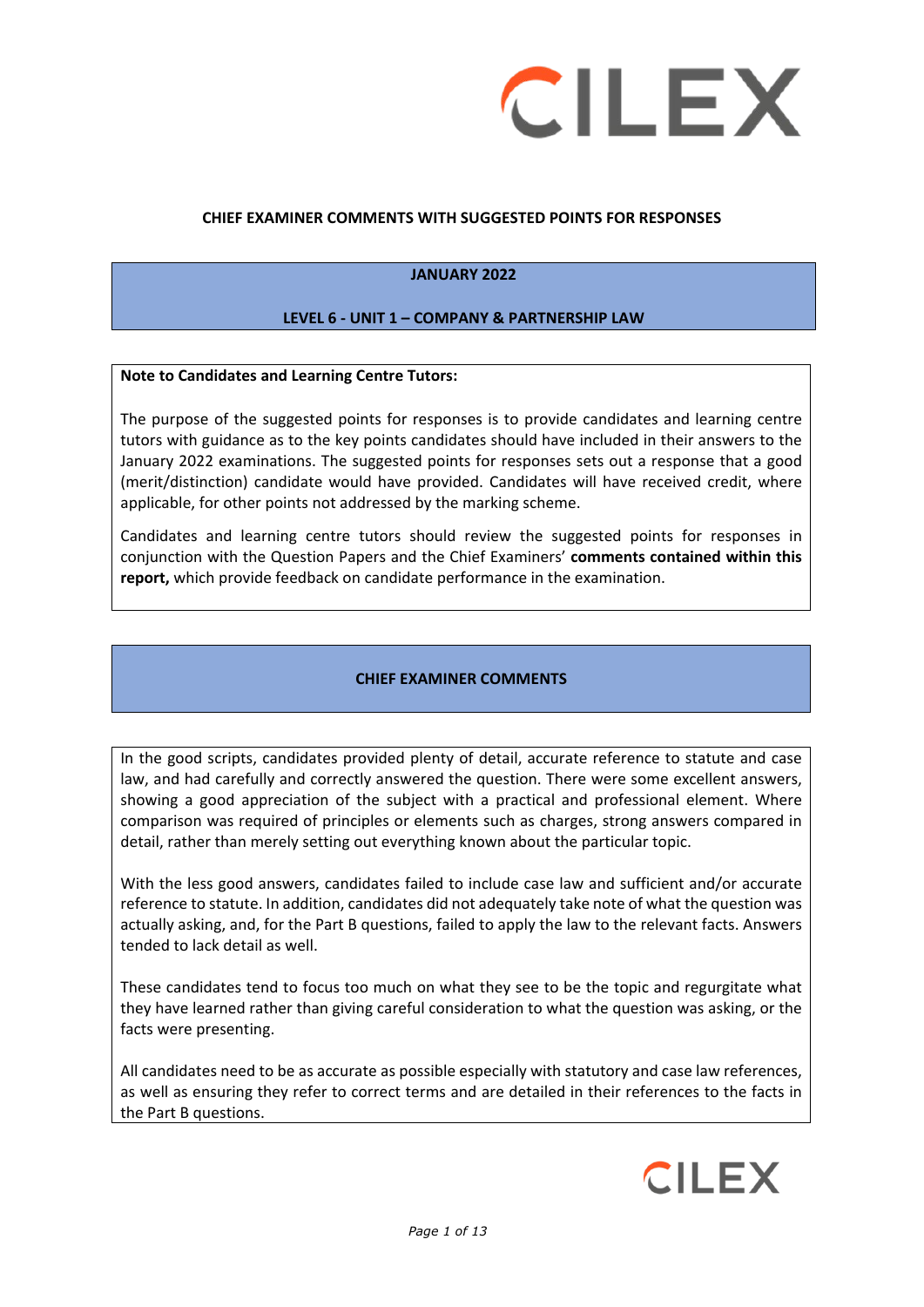# CHIEF EXAMINER COMMENTS WITH SUGGESTED POINTS FOR RESPONSES

## JANUARY 2022

## LEVEL 6 - UNIT 1 – COMPANY & PARTNERSHIP LAW

**Note to Candidates and Learning Centre Tutors:**

The purpose of the suggested points for responses is to provide candidates and learning centre tutors with guidance as to the key points candidates should have included in their answers to the January 2022 examinations. The suggested points for responses sets out a response that a good (merit/distinction) candidate would have provided. Candidates will have received credit, where applicable, for other points not addressed by the marking scheme.

Candidates and learning centre tutors should review the suggested points for responses in conjunction with the Question Papers and the Chief Examiners' **comments contained within this report,** which provide feedback on candidate performance in the examination.

## CHIEF EXAMINER COMMENTS

In the good scripts, candidates provided plenty of detail, accurate reference to statute and case law, and had carefully and correctly answered the question. There were some excellent answers, showing a good appreciation of the subject with a practical and professional element. Where comparison was required of principles or elements such as charges, strong answers compared in detail, rather than merely setting out everything known about the particular topic.

With the less good answers, candidates failed to include case law and sufficient and/or accurate reference to statute. In addition, candidates did not adequately take note of what the question was actually asking, and, for the Part B questions, failed to apply the law to the relevant facts. Answers tended to lack detail as well.

These candidates tend to focus too much on what they see to be the topic and regurgitate what they have learned rather than giving careful consideration to what the question was asking, or the facts were presenting.

All candidates need to be as accurate as possible especially with statutory and case law references, as well as ensuring they refer to correct terms and are detailed in their references to the facts in the Part B questions.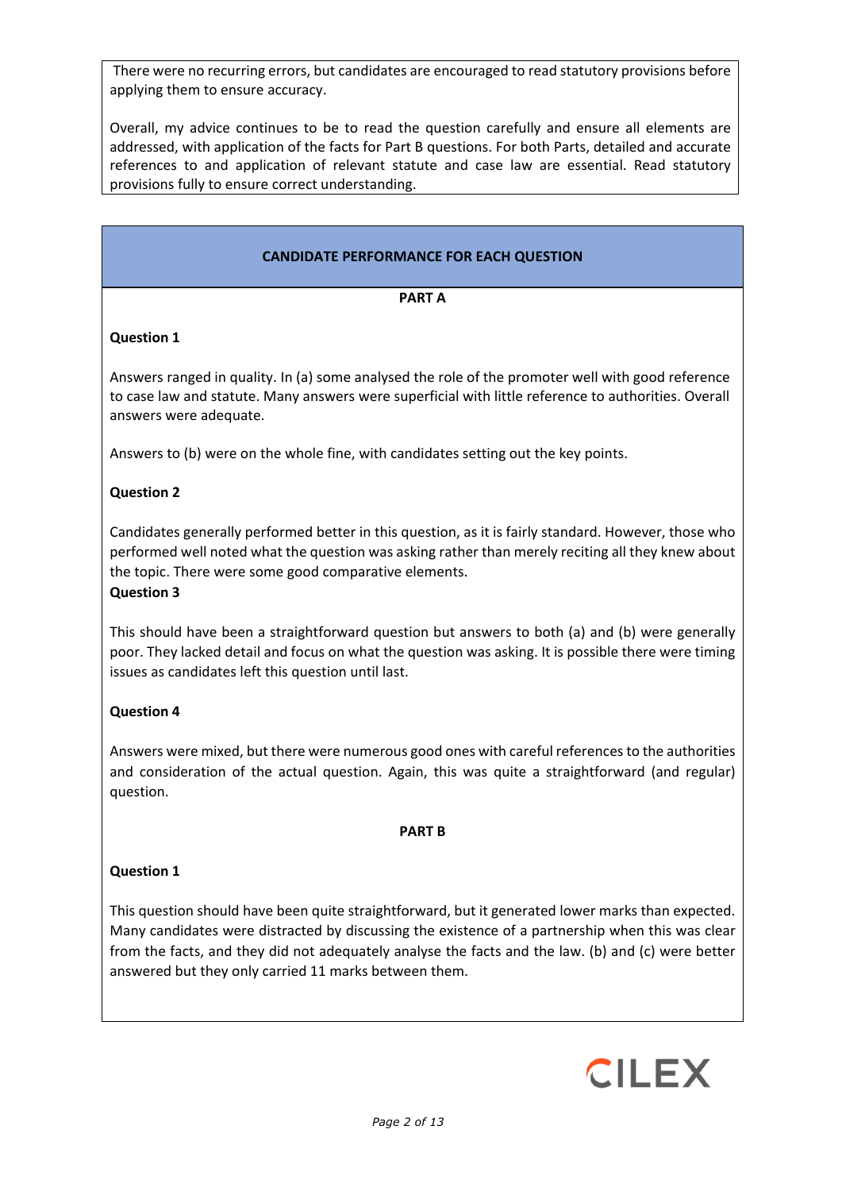There were no recurring errors, but candidates are encouraged to read statutory provisions before applying them to ensure accuracy.

Overall, my advice continues to be to read the question carefully and ensure all elements are addressed, with application of the facts for Part B questions. For both Parts, detailed and accurate references to and application of relevant statute and case law are essential. Read statutory provisions fully to ensure correct understanding.

## CANDIDATE PERFORMANCE FOR EACH QUESTION

### PART A

**Question 1**

Answers ranged in quality. In (a) some analysed the role of the promoter well with good reference to case law and statute. Many answers were superficial with little reference to authorities. Overall answers were adequate.

Answers to (b) were on the whole fine, with candidates setting out the key points.

**Question 2**

Candidates generally performed better in this question, as it is fairly standard. However, those who performed well noted what the question was asking rather than merely reciting all they knew about the topic. There were some good comparative elements.

**Question 3**

This should have been a straightforward question but answers to both (a) and (b) were generally poor. They lacked detail and focus on what the question was asking. It is possible there were timing issues as candidates left this question until last.

**Question 4**

Answers were mixed, but there were numerous good ones with careful references to the authorities and consideration of the actual question. Again, this was quite a straightforward (and regular) question.

### PART B

**Question 1**

This question should have been quite straightforward, but it generated lower marks than expected. Many candidates were distracted by discussing the existence of a partnership when this was clear from the facts, and they did not adequately analyse the facts and the law. (b) and (c) were better answered but they only carried 11 marks between them.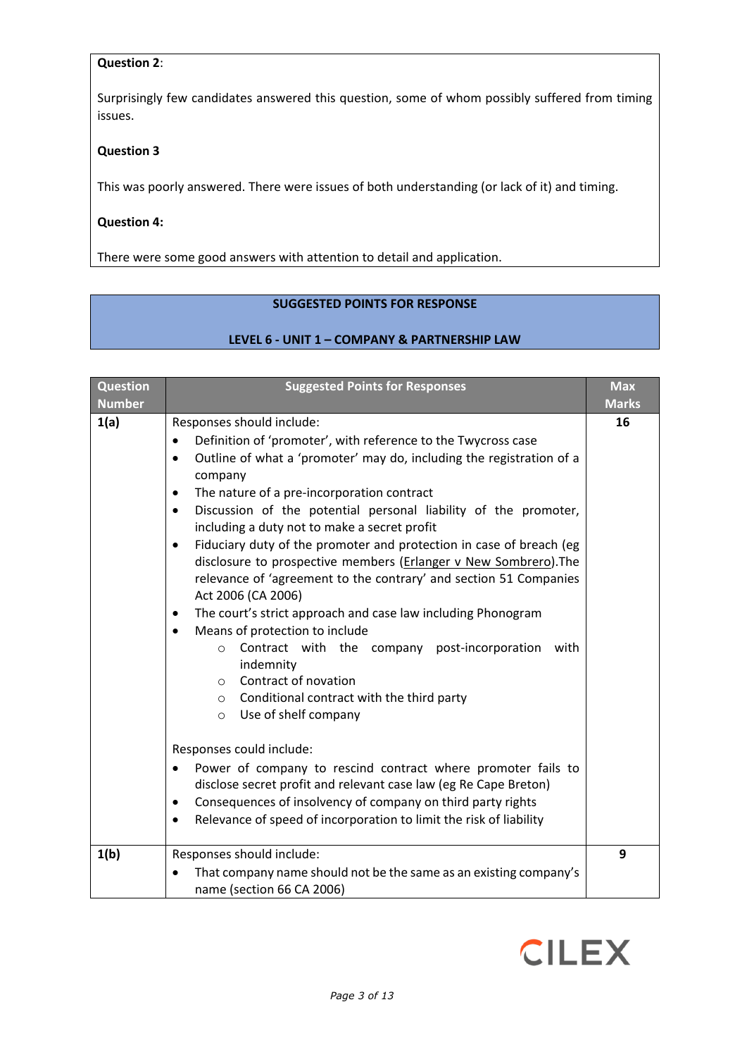**Question 2**:

Surprisingly few candidates answered this question, some of whom possibly suffered from timing issues.

**Question 3**

This was poorly answered. There were issues of both understanding (or lack of it) and timing.

**Question 4:**

There were some good answers with attention to detail and application.

## SUGGESTED POINTS FOR RESPONSE

## LEVEL 6 - UNIT 1 – COMPANY & PARTNERSHIP LAW

| Question Number | Suggested Points for Responses | Max Marks |
|---|---|---|
| **1(a)** | Responses should include:<br>• Definition of 'promoter', with reference to the Twycross case<br>• Outline of what a 'promoter' may do, including the registration of a company<br>• The nature of a pre-incorporation contract<br>• Discussion of the potential personal liability of the promoter, including a duty not to make a secret profit<br>• Fiduciary duty of the promoter and protection in case of breach (eg disclosure to prospective members (Erlanger v New Sombrero).The relevance of 'agreement to the contrary' and section 51 Companies Act 2006 (CA 2006)<br>• The court's strict approach and case law including Phonogram<br>• Means of protection to include<br>  ○ Contract with the company post-incorporation with indemnity<br>  ○ Contract of novation<br>  ○ Conditional contract with the third party<br>  ○ Use of shelf company<br><br>Responses could include:<br>• Power of company to rescind contract where promoter fails to disclose secret profit and relevant case law (eg Re Cape Breton)<br>• Consequences of insolvency of company on third party rights<br>• Relevance of speed of incorporation to limit the risk of liability | **16** |
| **1(b)** | Responses should include:<br>• That company name should not be the same as an existing company's name (section 66 CA 2006) | **9** |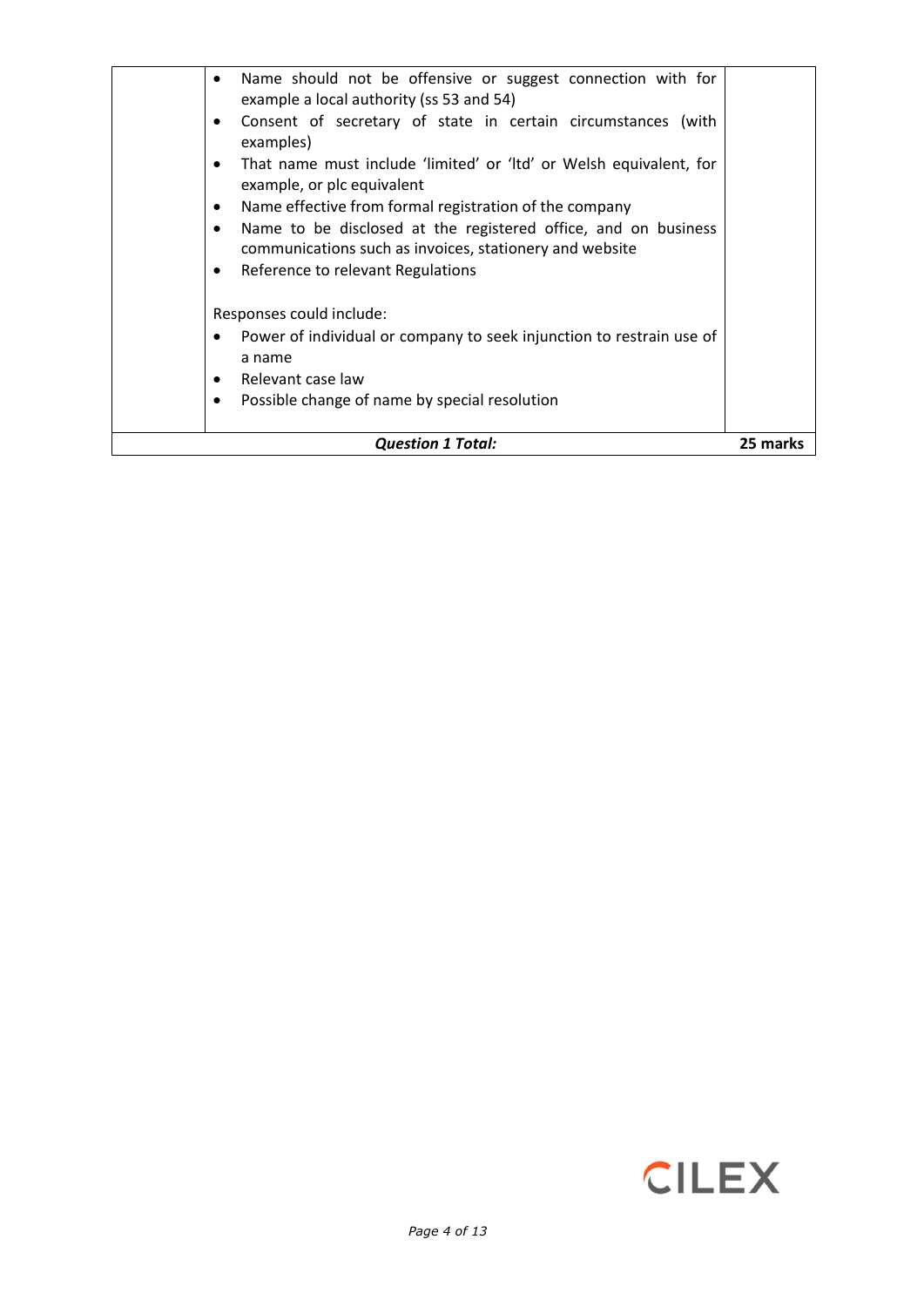| | | |
|---|---|---|
| | • Name should not be offensive or suggest connection with for example a local authority (ss 53 and 54)<br>• Consent of secretary of state in certain circumstances (with examples)<br>• That name must include 'limited' or 'ltd' or Welsh equivalent, for example, or plc equivalent<br>• Name effective from formal registration of the company<br>• Name to be disclosed at the registered office, and on business communications such as invoices, stationery and website<br>• Reference to relevant Regulations<br><br>Responses could include:<br>• Power of individual or company to seek injunction to restrain use of a name<br>• Relevant case law<br>• Possible change of name by special resolution | |
| | ***Question 1 Total:*** | **25 marks** |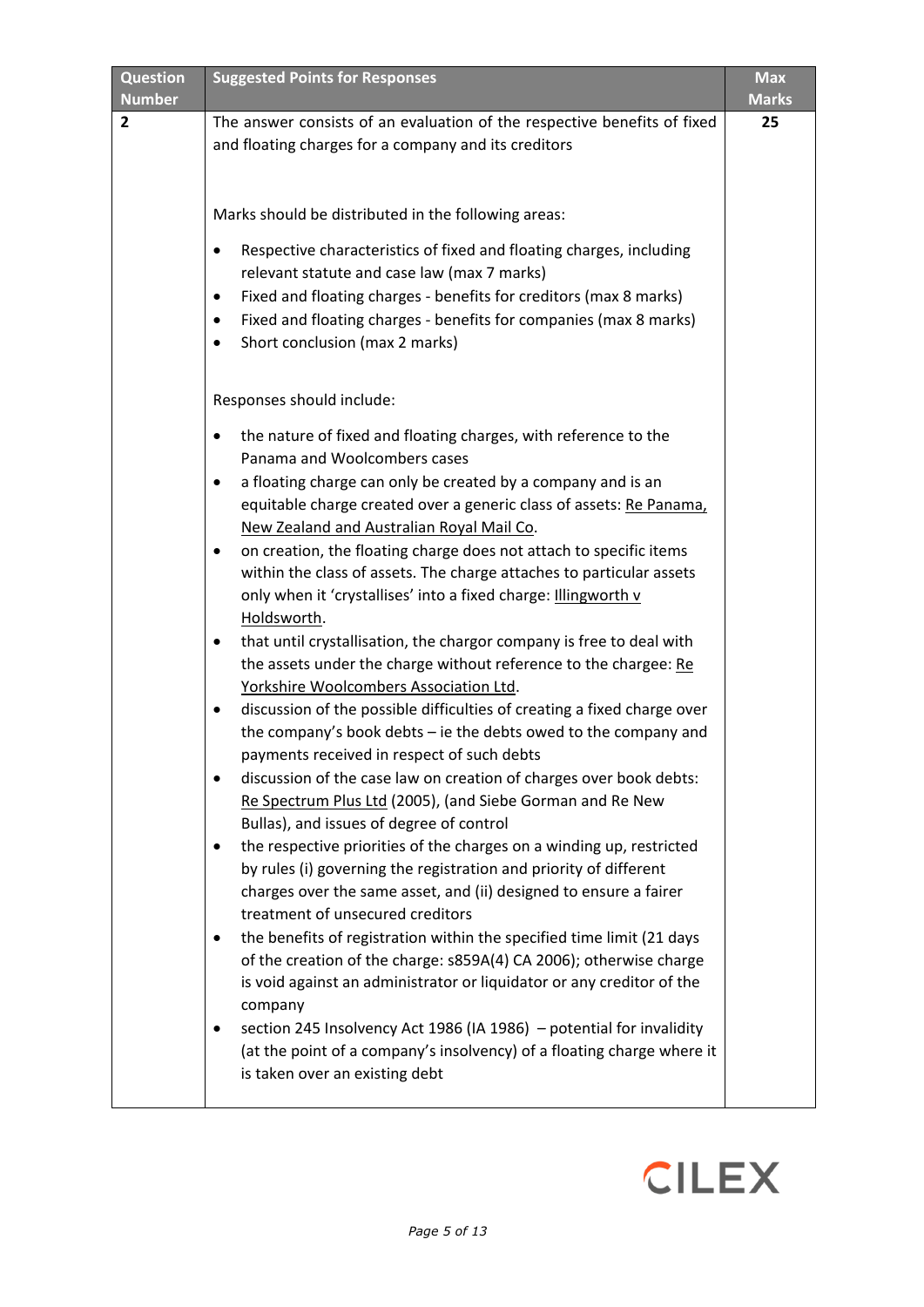| Question Number | Suggested Points for Responses | Max Marks |
|---|---|---|
| 2 | The answer consists of an evaluation of the respective benefits of fixed and floating charges for a company and its creditors<br><br>Marks should be distributed in the following areas:<br><br>• Respective characteristics of fixed and floating charges, including relevant statute and case law (max 7 marks)<br>• Fixed and floating charges - benefits for creditors (max 8 marks)<br>• Fixed and floating charges - benefits for companies (max 8 marks)<br>• Short conclusion (max 2 marks)<br><br>Responses should include:<br><br>• the nature of fixed and floating charges, with reference to the Panama and Woolcombers cases<br>• a floating charge can only be created by a company and is an equitable charge created over a generic class of assets: Re Panama, New Zealand and Australian Royal Mail Co.<br>• on creation, the floating charge does not attach to specific items within the class of assets. The charge attaches to particular assets only when it 'crystallises' into a fixed charge: Illingworth v Holdsworth.<br>• that until crystallisation, the chargor company is free to deal with the assets under the charge without reference to the chargee: Re Yorkshire Woolcombers Association Ltd.<br>• discussion of the possible difficulties of creating a fixed charge over the company's book debts – ie the debts owed to the company and payments received in respect of such debts<br>• discussion of the case law on creation of charges over book debts: Re Spectrum Plus Ltd (2005), (and Siebe Gorman and Re New Bullas), and issues of degree of control<br>• the respective priorities of the charges on a winding up, restricted by rules (i) governing the registration and priority of different charges over the same asset, and (ii) designed to ensure a fairer treatment of unsecured creditors<br>• the benefits of registration within the specified time limit (21 days of the creation of the charge: s859A(4) CA 2006); otherwise charge is void against an administrator or liquidator or any creditor of the company<br>• section 245 Insolvency Act 1986 (IA 1986) – potential for invalidity (at the point of a company's insolvency) of a floating charge where it is taken over an existing debt | 25 |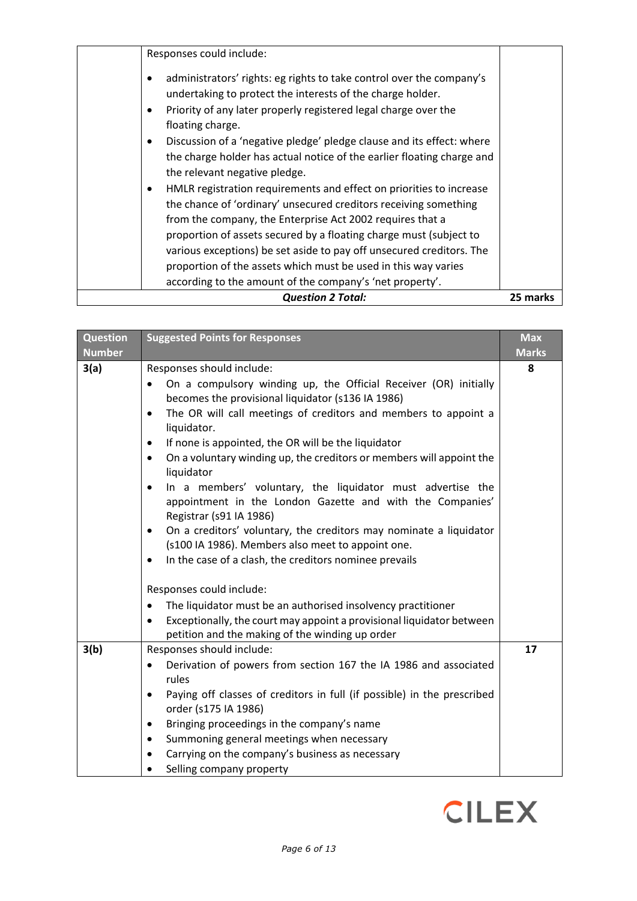| | Responses could include:<br><br>• administrators' rights: eg rights to take control over the company's undertaking to protect the interests of the charge holder.<br>• Priority of any later properly registered legal charge over the floating charge.<br>• Discussion of a 'negative pledge' pledge clause and its effect: where the charge holder has actual notice of the earlier floating charge and the relevant negative pledge.<br>• HMLR registration requirements and effect on priorities to increase the chance of 'ordinary' unsecured creditors receiving something from the company, the Enterprise Act 2002 requires that a proportion of assets secured by a floating charge must (subject to various exceptions) be set aside to pay off unsecured creditors. The proportion of the assets which must be used in this way varies according to the amount of the company's 'net property'. | |
|---|---|---|
| | ***Question 2 Total:*** | **25 marks** |

| Question Number | Suggested Points for Responses | Max Marks |
|---|---|---|
| **3(a)** | Responses should include:<br>• On a compulsory winding up, the Official Receiver (OR) initially becomes the provisional liquidator (s136 IA 1986)<br>• The OR will call meetings of creditors and members to appoint a liquidator.<br>• If none is appointed, the OR will be the liquidator<br>• On a voluntary winding up, the creditors or members will appoint the liquidator<br>• In a members' voluntary, the liquidator must advertise the appointment in the London Gazette and with the Companies' Registrar (s91 IA 1986)<br>• On a creditors' voluntary, the creditors may nominate a liquidator (s100 IA 1986). Members also meet to appoint one.<br>• In the case of a clash, the creditors nominee prevails<br><br>Responses could include:<br>• The liquidator must be an authorised insolvency practitioner<br>• Exceptionally, the court may appoint a provisional liquidator between petition and the making of the winding up order | **8** |
| **3(b)** | Responses should include:<br>• Derivation of powers from section 167 the IA 1986 and associated rules<br>• Paying off classes of creditors in full (if possible) in the prescribed order (s175 IA 1986)<br>• Bringing proceedings in the company's name<br>• Summoning general meetings when necessary<br>• Carrying on the company's business as necessary<br>• Selling company property | **17** |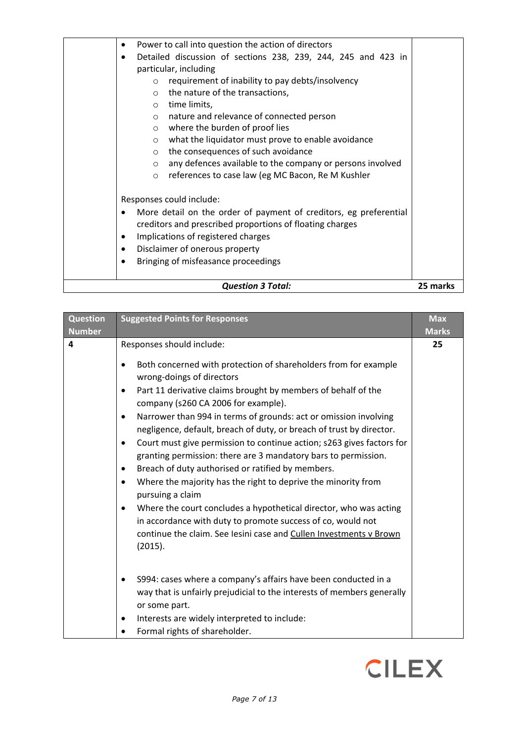| | | |
|---|---|---|
| | <ul><li>Power to call into question the action of directors</li><li>Detailed discussion of sections 238, 239, 244, 245 and 423 in particular, including<ul><li>requirement of inability to pay debts/insolvency</li><li>the nature of the transactions,</li><li>time limits,</li><li>nature and relevance of connected person</li><li>where the burden of proof lies</li><li>what the liquidator must prove to enable avoidance</li><li>the consequences of such avoidance</li><li>any defences available to the company or persons involved</li><li>references to case law (eg MC Bacon, Re M Kushler</li></ul></li></ul>Responses could include:<ul><li>More detail on the order of payment of creditors, eg preferential creditors and prescribed proportions of floating charges</li><li>Implications of registered charges</li><li>Disclaimer of onerous property</li><li>Bringing of misfeasance proceedings</li></ul> | |
| ***Question 3 Total:*** | | **25 marks** |

| Question Number | Suggested Points for Responses | Max Marks |
|---|---|---|
| **4** | Responses should include:<ul><li>Both concerned with protection of shareholders from for example wrong-doings of directors</li><li>Part 11 derivative claims brought by members of behalf of the company (s260 CA 2006 for example).</li><li>Narrower than 994 in terms of grounds: act or omission involving negligence, default, breach of duty, or breach of trust by director.</li><li>Court must give permission to continue action; s263 gives factors for granting permission: there are 3 mandatory bars to permission.</li><li>Breach of duty authorised or ratified by members.</li><li>Where the majority has the right to deprive the minority from pursuing a claim</li><li>Where the court concludes a hypothetical director, who was acting in accordance with duty to promote success of co, would not continue the claim. See Iesini case and <u>Cullen Investments v Brown</u> (2015).</li></ul><ul><li>S994: cases where a company's affairs have been conducted in a way that is unfairly prejudicial to the interests of members generally or some part.</li><li>Interests are widely interpreted to include:</li><li>Formal rights of shareholder.</li></ul> | **25** |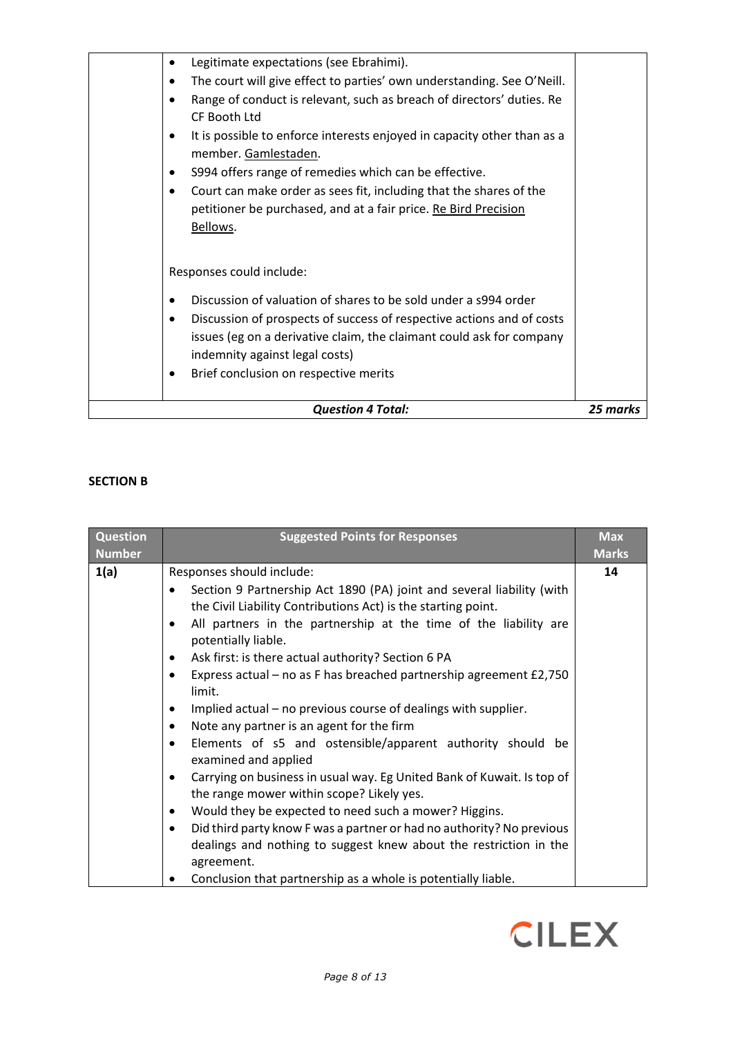| | | |
|---|---|---|
| | • Legitimate expectations (see Ebrahimi).<br>• The court will give effect to parties' own understanding. See O'Neill.<br>• Range of conduct is relevant, such as breach of directors' duties. Re CF Booth Ltd<br>• It is possible to enforce interests enjoyed in capacity other than as a member. Gamlestaden.<br>• S994 offers range of remedies which can be effective.<br>• Court can make order as sees fit, including that the shares of the petitioner be purchased, and at a fair price. Re Bird Precision Bellows.<br><br>Responses could include:<br><br>• Discussion of valuation of shares to be sold under a s994 order<br>• Discussion of prospects of success of respective actions and of costs issues (eg on a derivative claim, the claimant could ask for company indemnity against legal costs)<br>• Brief conclusion on respective merits | |
| | ***Question 4 Total:*** | ***25 marks*** |

**SECTION B**

| Question Number | Suggested Points for Responses | Max Marks |
|---|---|---|
| **1(a)** | Responses should include:<br>• Section 9 Partnership Act 1890 (PA) joint and several liability (with the Civil Liability Contributions Act) is the starting point.<br>• All partners in the partnership at the time of the liability are potentially liable.<br>• Ask first: is there actual authority? Section 6 PA<br>• Express actual – no as F has breached partnership agreement £2,750 limit.<br>• Implied actual – no previous course of dealings with supplier.<br>• Note any partner is an agent for the firm<br>• Elements of s5 and ostensible/apparent authority should be examined and applied<br>• Carrying on business in usual way. Eg United Bank of Kuwait. Is top of the range mower within scope? Likely yes.<br>• Would they be expected to need such a mower? Higgins.<br>• Did third party know F was a partner or had no authority? No previous dealings and nothing to suggest knew about the restriction in the agreement.<br>• Conclusion that partnership as a whole is potentially liable. | **14** |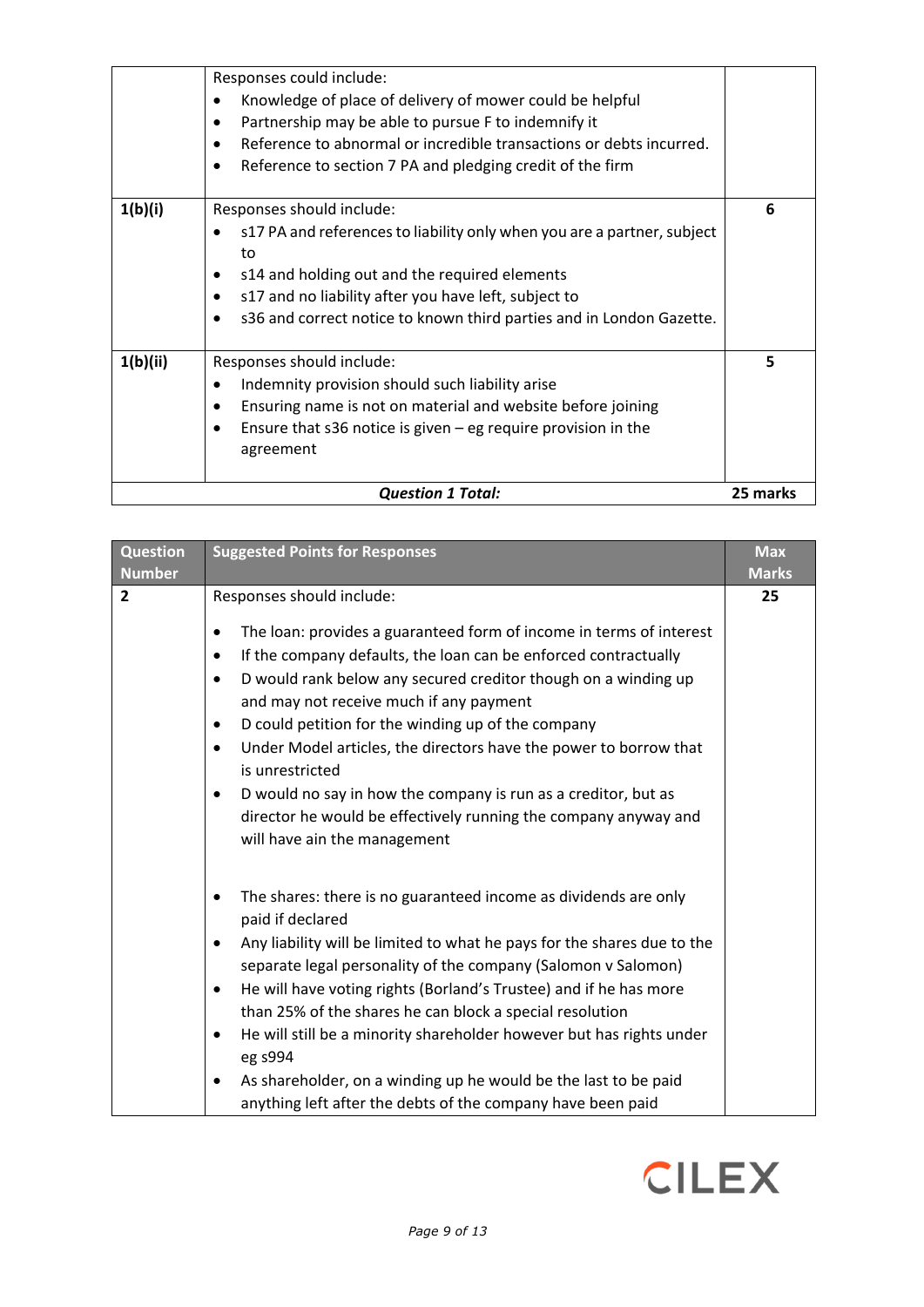| | | |
|---|---|---|
| | Responses could include:<br>• Knowledge of place of delivery of mower could be helpful<br>• Partnership may be able to pursue F to indemnify it<br>• Reference to abnormal or incredible transactions or debts incurred.<br>• Reference to section 7 PA and pledging credit of the firm | |
| **1(b)(i)** | Responses should include:<br>• s17 PA and references to liability only when you are a partner, subject to<br>• s14 and holding out and the required elements<br>• s17 and no liability after you have left, subject to<br>• s36 and correct notice to known third parties and in London Gazette. | **6** |
| **1(b)(ii)** | Responses should include:<br>• Indemnity provision should such liability arise<br>• Ensuring name is not on material and website before joining<br>• Ensure that s36 notice is given – eg require provision in the agreement | **5** |
| | ***Question 1 Total:*** | **25 marks** |

| Question Number | Suggested Points for Responses | Max Marks |
|---|---|---|
| **2** | Responses should include:<br><br>• The loan: provides a guaranteed form of income in terms of interest<br>• If the company defaults, the loan can be enforced contractually<br>• D would rank below any secured creditor though on a winding up and may not receive much if any payment<br>• D could petition for the winding up of the company<br>• Under Model articles, the directors have the power to borrow that is unrestricted<br>• D would no say in how the company is run as a creditor, but as director he would be effectively running the company anyway and will have ain the management<br><br>• The shares: there is no guaranteed income as dividends are only paid if declared<br>• Any liability will be limited to what he pays for the shares due to the separate legal personality of the company (Salomon v Salomon)<br>• He will have voting rights (Borland's Trustee) and if he has more than 25% of the shares he can block a special resolution<br>• He will still be a minority shareholder however but has rights under eg s994<br>• As shareholder, on a winding up he would be the last to be paid anything left after the debts of the company have been paid | **25** |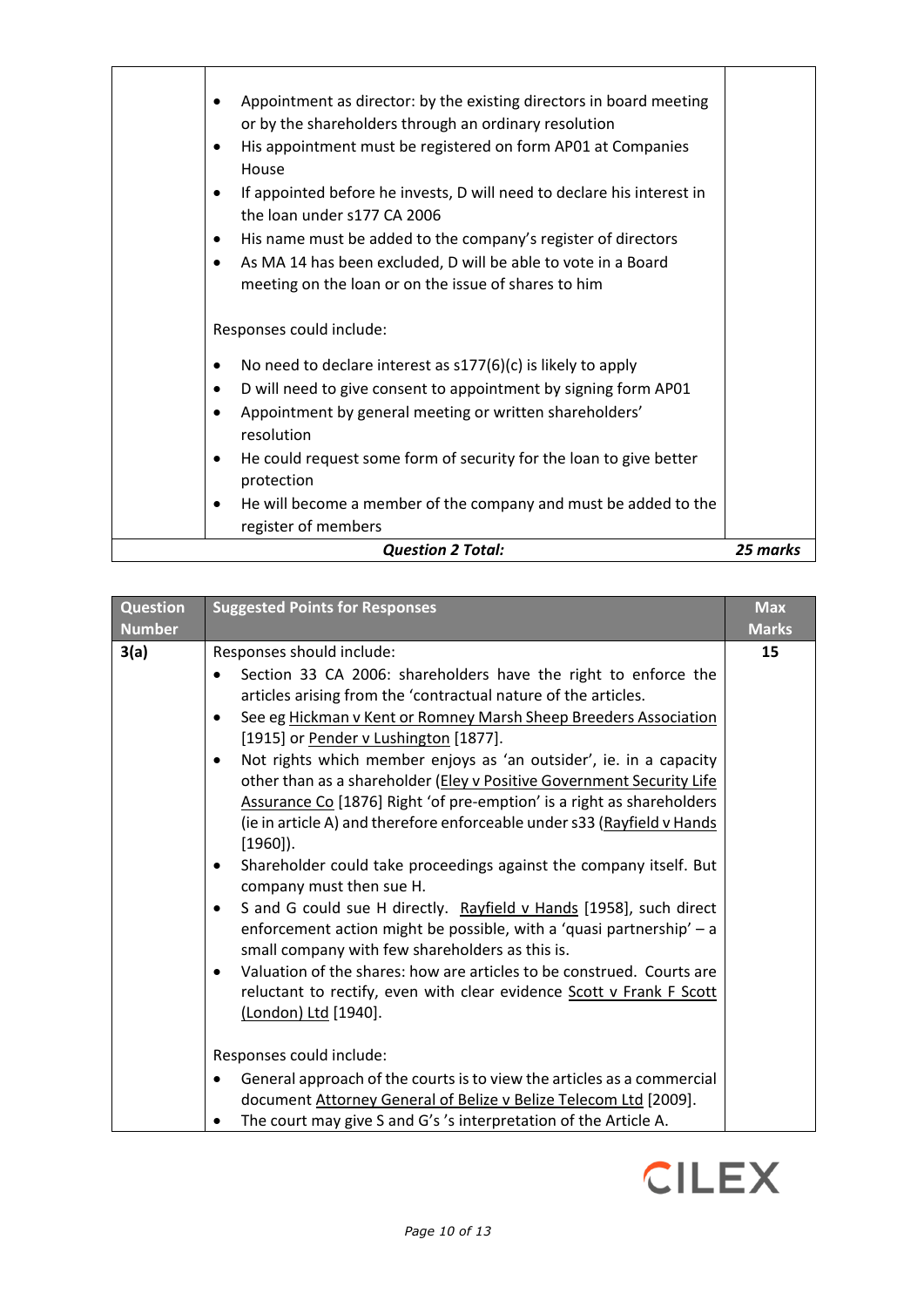| | | |
|---|---|---|
| | • Appointment as director: by the existing directors in board meeting or by the shareholders through an ordinary resolution<br>• His appointment must be registered on form AP01 at Companies House<br>• If appointed before he invests, D will need to declare his interest in the loan under s177 CA 2006<br>• His name must be added to the company's register of directors<br>• As MA 14 has been excluded, D will be able to vote in a Board meeting on the loan or on the issue of shares to him<br><br>Responses could include:<br><br>• No need to declare interest as s177(6)(c) is likely to apply<br>• D will need to give consent to appointment by signing form AP01<br>• Appointment by general meeting or written shareholders' resolution<br>• He could request some form of security for the loan to give better protection<br>• He will become a member of the company and must be added to the register of members | |
| | ***Question 2 Total:*** | ***25 marks*** |

| Question Number | Suggested Points for Responses | Max Marks |
|---|---|---|
| **3(a)** | Responses should include:<br>• Section 33 CA 2006: shareholders have the right to enforce the articles arising from the 'contractual nature of the articles.<br>• See eg <u>Hickman v Kent or Romney Marsh Sheep Breeders Association</u> [1915] or <u>Pender v Lushington</u> [1877].<br>• Not rights which member enjoys as 'an outsider', ie. in a capacity other than as a shareholder (<u>Eley v Positive Government Security Life Assurance Co</u> [1876] Right 'of pre-emption' is a right as shareholders (ie in article A) and therefore enforceable under s33 (<u>Rayfield v Hands</u> [1960]).<br>• Shareholder could take proceedings against the company itself. But company must then sue H.<br>• S and G could sue H directly. <u>Rayfield v Hands</u> [1958], such direct enforcement action might be possible, with a 'quasi partnership' – a small company with few shareholders as this is.<br>• Valuation of the shares: how are articles to be construed. Courts are reluctant to rectify, even with clear evidence <u>Scott v Frank F Scott (London) Ltd</u> [1940].<br><br>Responses could include:<br>• General approach of the courts is to view the articles as a commercial document <u>Attorney General of Belize v Belize Telecom Ltd</u> [2009].<br>• The court may give S and G's 's interpretation of the Article A. | 15 |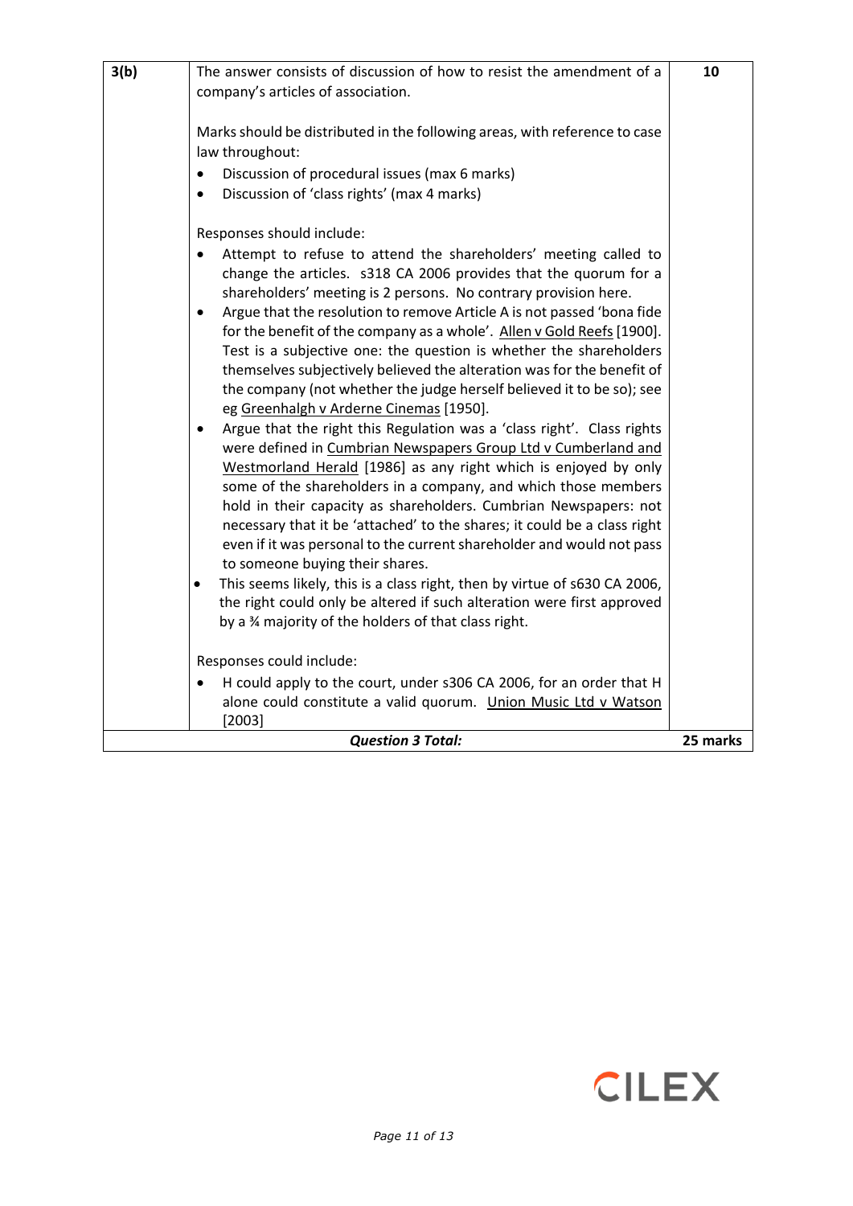| 3(b) | The answer consists of discussion of how to resist the amendment of a company's articles of association.<br><br>Marks should be distributed in the following areas, with reference to case law throughout:<br>• Discussion of procedural issues (max 6 marks)<br>• Discussion of 'class rights' (max 4 marks)<br><br>Responses should include:<br>• Attempt to refuse to attend the shareholders' meeting called to change the articles. s318 CA 2006 provides that the quorum for a shareholders' meeting is 2 persons. No contrary provision here.<br>• Argue that the resolution to remove Article A is not passed 'bona fide for the benefit of the company as a whole'. Allen v Gold Reefs [1900]. Test is a subjective one: the question is whether the shareholders themselves subjectively believed the alteration was for the benefit of the company (not whether the judge herself believed it to be so); see eg Greenhalgh v Arderne Cinemas [1950].<br>• Argue that the right this Regulation was a 'class right'. Class rights were defined in Cumbrian Newspapers Group Ltd v Cumberland and Westmorland Herald [1986] as any right which is enjoyed by only some of the shareholders in a company, and which those members hold in their capacity as shareholders. Cumbrian Newspapers: not necessary that it be 'attached' to the shares; it could be a class right even if it was personal to the current shareholder and would not pass to someone buying their shares.<br>• This seems likely, this is a class right, then by virtue of s630 CA 2006, the right could only be altered if such alteration were first approved by a ¾ majority of the holders of that class right.<br><br>Responses could include:<br>• H could apply to the court, under s306 CA 2006, for an order that H alone could constitute a valid quorum. Union Music Ltd v Watson [2003] | 10 |
|---|---|---|
| | ***Question 3 Total:*** | **25 marks** |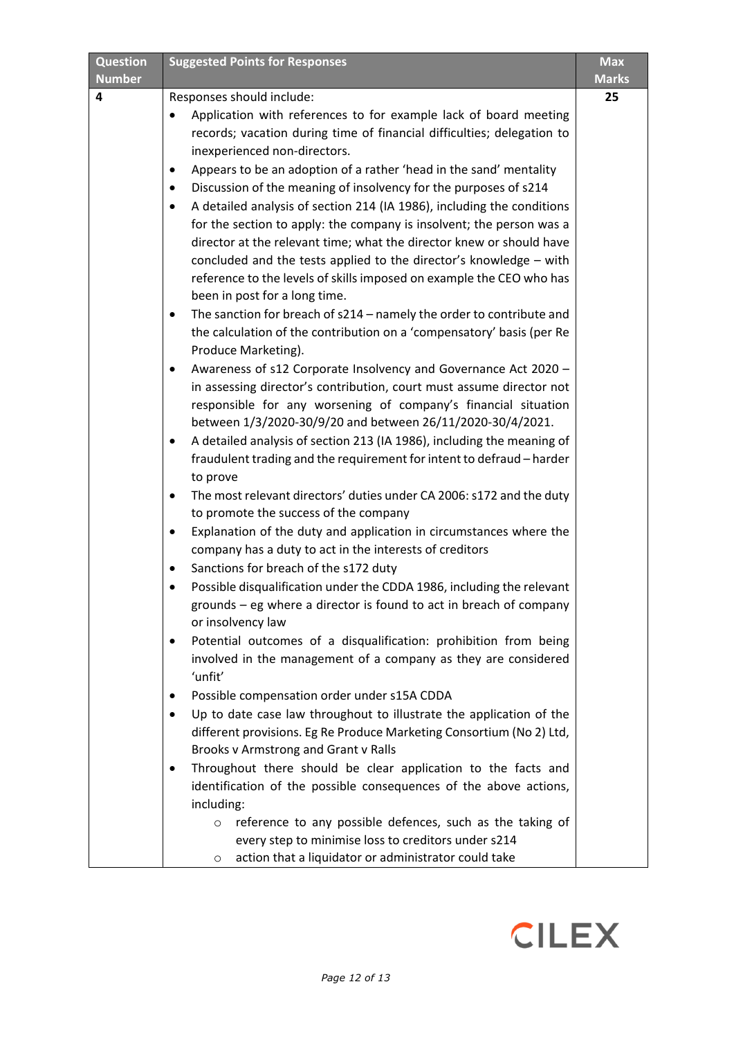| Question Number | Suggested Points for Responses | Max Marks |
|---|---|---|
| 4 | Responses should include:<br>• Application with references to for example lack of board meeting records; vacation during time of financial difficulties; delegation to inexperienced non-directors.<br>• Appears to be an adoption of a rather 'head in the sand' mentality<br>• Discussion of the meaning of insolvency for the purposes of s214<br>• A detailed analysis of section 214 (IA 1986), including the conditions for the section to apply: the company is insolvent; the person was a director at the relevant time; what the director knew or should have concluded and the tests applied to the director's knowledge – with reference to the levels of skills imposed on example the CEO who has been in post for a long time.<br>• The sanction for breach of s214 – namely the order to contribute and the calculation of the contribution on a 'compensatory' basis (per Re Produce Marketing).<br>• Awareness of s12 Corporate Insolvency and Governance Act 2020 – in assessing director's contribution, court must assume director not responsible for any worsening of company's financial situation between 1/3/2020-30/9/20 and between 26/11/2020-30/4/2021.<br>• A detailed analysis of section 213 (IA 1986), including the meaning of fraudulent trading and the requirement for intent to defraud – harder to prove<br>• The most relevant directors' duties under CA 2006: s172 and the duty to promote the success of the company<br>• Explanation of the duty and application in circumstances where the company has a duty to act in the interests of creditors<br>• Sanctions for breach of the s172 duty<br>• Possible disqualification under the CDDA 1986, including the relevant grounds – eg where a director is found to act in breach of company or insolvency law<br>• Potential outcomes of a disqualification: prohibition from being involved in the management of a company as they are considered 'unfit'<br>• Possible compensation order under s15A CDDA<br>• Up to date case law throughout to illustrate the application of the different provisions. Eg Re Produce Marketing Consortium (No 2) Ltd, Brooks v Armstrong and Grant v Ralls<br>• Throughout there should be clear application to the facts and identification of the possible consequences of the above actions, including:<br>&nbsp;&nbsp;&nbsp;&nbsp;○ reference to any possible defences, such as the taking of every step to minimise loss to creditors under s214<br>&nbsp;&nbsp;&nbsp;&nbsp;○ action that a liquidator or administrator could take | 25 |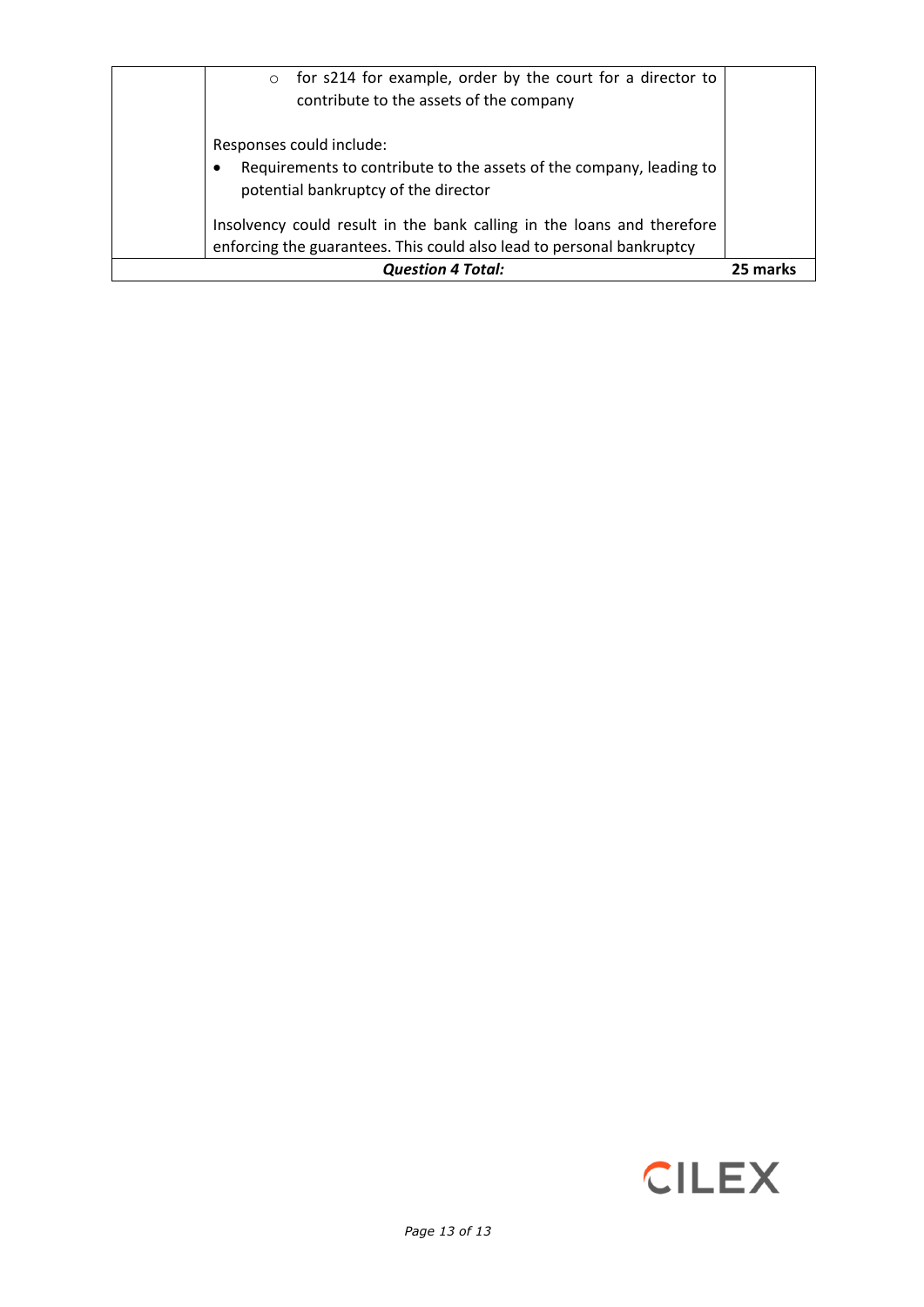| | | |
|---|---|---|
| | ◦ for s214 for example, order by the court for a director to contribute to the assets of the company<br><br>Responses could include:<br>• Requirements to contribute to the assets of the company, leading to potential bankruptcy of the director<br><br>Insolvency could result in the bank calling in the loans and therefore enforcing the guarantees. This could also lead to personal bankruptcy | |
| ***Question 4 Total:*** | | **25 marks** |